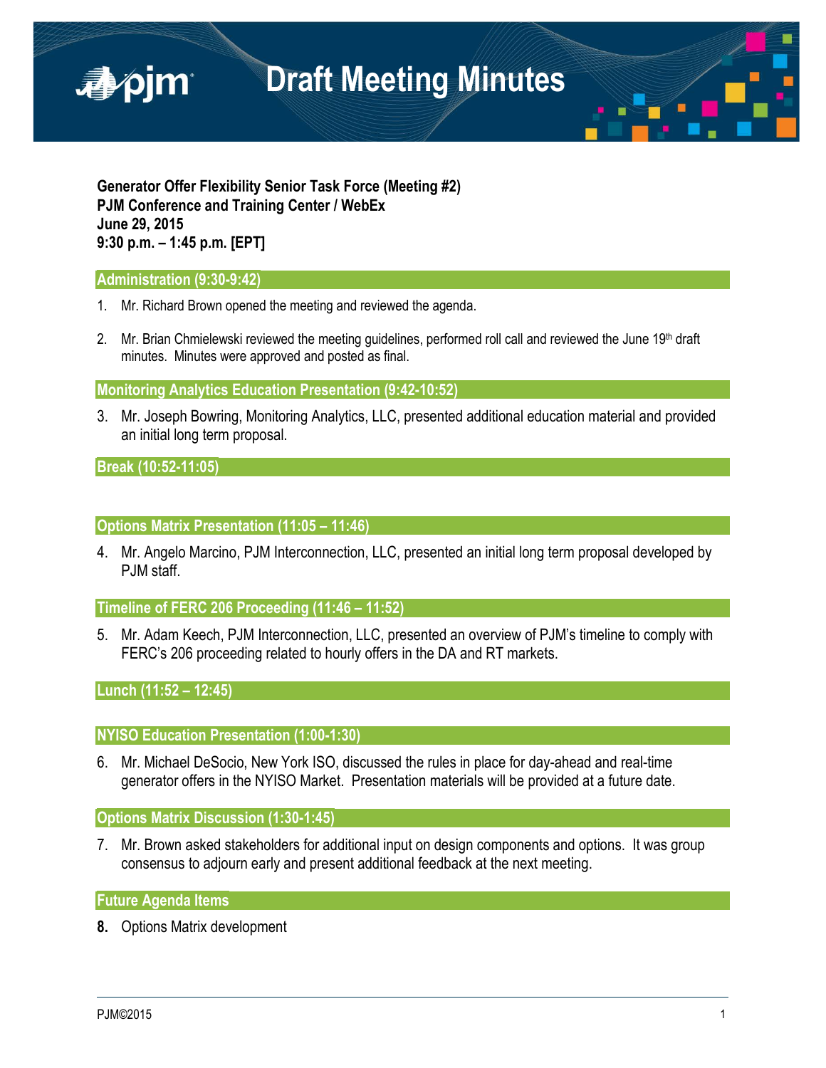# Draft Meeting Minutes

**Generator Offer Flexibility Senior Task Force (Meeting #2)**
**PJM Conference and Training Center / WebEx**
**June 29, 2015**
**9:30 p.m. – 1:45 p.m. [EPT]**

## Administration (9:30-9:42)

1. Mr. Richard Brown opened the meeting and reviewed the agenda.

2. Mr. Brian Chmielewski reviewed the meeting guidelines, performed roll call and reviewed the June 19th draft minutes. Minutes were approved and posted as final.

## Monitoring Analytics Education Presentation (9:42-10:52)

3. Mr. Joseph Bowring, Monitoring Analytics, LLC, presented additional education material and provided an initial long term proposal.

## Break (10:52-11:05)

## Options Matrix Presentation (11:05 – 11:46)

4. Mr. Angelo Marcino, PJM Interconnection, LLC, presented an initial long term proposal developed by PJM staff.

## Timeline of FERC 206 Proceeding (11:46 – 11:52)

5. Mr. Adam Keech, PJM Interconnection, LLC, presented an overview of PJM's timeline to comply with FERC's 206 proceeding related to hourly offers in the DA and RT markets.

## Lunch (11:52 – 12:45)

## NYISO Education Presentation (1:00-1:30)

6. Mr. Michael DeSocio, New York ISO, discussed the rules in place for day-ahead and real-time generator offers in the NYISO Market. Presentation materials will be provided at a future date.

## Options Matrix Discussion (1:30-1:45)

7. Mr. Brown asked stakeholders for additional input on design components and options. It was group consensus to adjourn early and present additional feedback at the next meeting.

## Future Agenda Items

**8.** Options Matrix development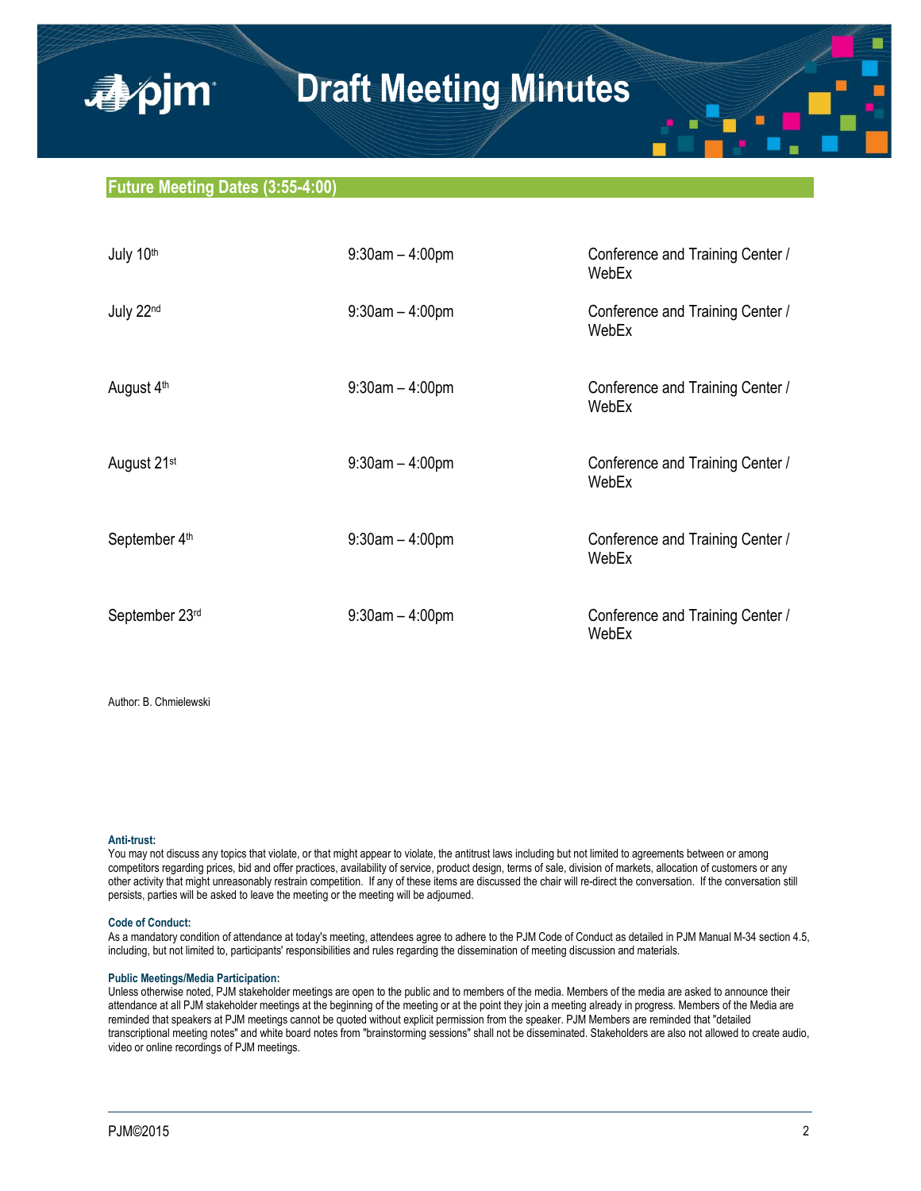## Future Meeting Dates (3:55-4:00)

| | | |
|---|---|---|
| July 10th | 9:30am – 4:00pm | Conference and Training Center / WebEx |
| July 22nd | 9:30am – 4:00pm | Conference and Training Center / WebEx |
| August 4th | 9:30am – 4:00pm | Conference and Training Center / WebEx |
| August 21st | 9:30am – 4:00pm | Conference and Training Center / WebEx |
| September 4th | 9:30am – 4:00pm | Conference and Training Center / WebEx |
| September 23rd | 9:30am – 4:00pm | Conference and Training Center / WebEx |

Author: B. Chmielewski

**Anti-trust:**
You may not discuss any topics that violate, or that might appear to violate, the antitrust laws including but not limited to agreements between or among competitors regarding prices, bid and offer practices, availability of service, product design, terms of sale, division of markets, allocation of customers or any other activity that might unreasonably restrain competition. If any of these items are discussed the chair will re-direct the conversation. If the conversation still persists, parties will be asked to leave the meeting or the meeting will be adjourned.

**Code of Conduct:**
As a mandatory condition of attendance at today's meeting, attendees agree to adhere to the PJM Code of Conduct as detailed in PJM Manual M-34 section 4.5, including, but not limited to, participants' responsibilities and rules regarding the dissemination of meeting discussion and materials.

**Public Meetings/Media Participation:**
Unless otherwise noted, PJM stakeholder meetings are open to the public and to members of the media. Members of the media are asked to announce their attendance at all PJM stakeholder meetings at the beginning of the meeting or at the point they join a meeting already in progress. Members of the Media are reminded that speakers at PJM meetings cannot be quoted without explicit permission from the speaker. PJM Members are reminded that "detailed transcriptional meeting notes" and white board notes from "brainstorming sessions" shall not be disseminated. Stakeholders are also not allowed to create audio, video or online recordings of PJM meetings.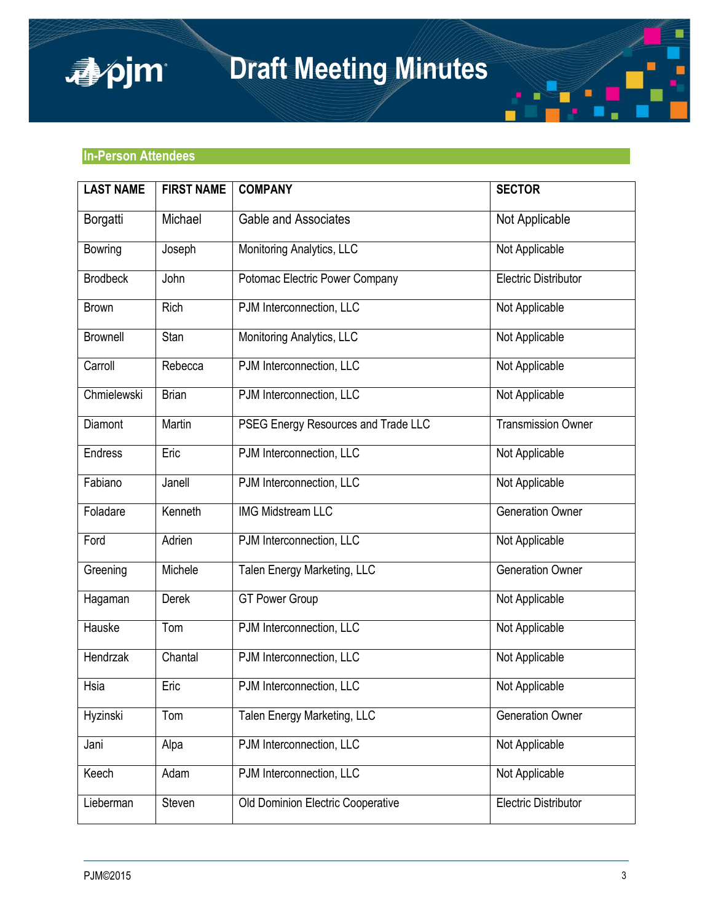## In-Person Attendees

| LAST NAME | FIRST NAME | COMPANY | SECTOR |
|---|---|---|---|
| Borgatti | Michael | Gable and Associates | Not Applicable |
| Bowring | Joseph | Monitoring Analytics, LLC | Not Applicable |
| Brodbeck | John | Potomac Electric Power Company | Electric Distributor |
| Brown | Rich | PJM Interconnection, LLC | Not Applicable |
| Brownell | Stan | Monitoring Analytics, LLC | Not Applicable |
| Carroll | Rebecca | PJM Interconnection, LLC | Not Applicable |
| Chmielewski | Brian | PJM Interconnection, LLC | Not Applicable |
| Diamont | Martin | PSEG Energy Resources and Trade LLC | Transmission Owner |
| Endress | Eric | PJM Interconnection, LLC | Not Applicable |
| Fabiano | Janell | PJM Interconnection, LLC | Not Applicable |
| Foladare | Kenneth | IMG Midstream LLC | Generation Owner |
| Ford | Adrien | PJM Interconnection, LLC | Not Applicable |
| Greening | Michele | Talen Energy Marketing, LLC | Generation Owner |
| Hagaman | Derek | GT Power Group | Not Applicable |
| Hauske | Tom | PJM Interconnection, LLC | Not Applicable |
| Hendrzak | Chantal | PJM Interconnection, LLC | Not Applicable |
| Hsia | Eric | PJM Interconnection, LLC | Not Applicable |
| Hyzinski | Tom | Talen Energy Marketing, LLC | Generation Owner |
| Jani | Alpa | PJM Interconnection, LLC | Not Applicable |
| Keech | Adam | PJM Interconnection, LLC | Not Applicable |
| Lieberman | Steven | Old Dominion Electric Cooperative | Electric Distributor |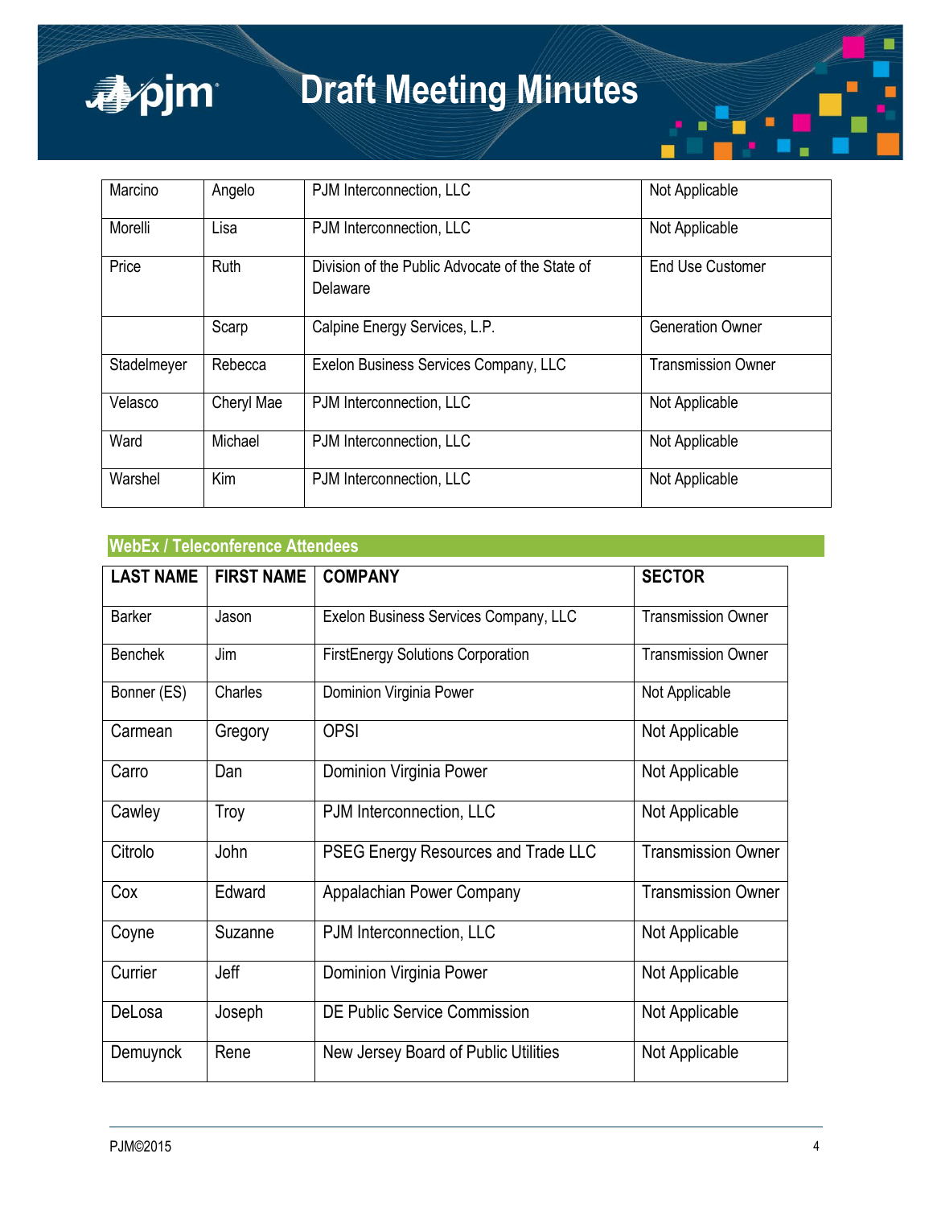| | | | |
|---|---|---|---|
| Marcino | Angelo | PJM Interconnection, LLC | Not Applicable |
| Morelli | Lisa | PJM Interconnection, LLC | Not Applicable |
| Price | Ruth | Division of the Public Advocate of the State of Delaware | End Use Customer |
| | Scarp | Calpine Energy Services, L.P. | Generation Owner |
| Stadelmeyer | Rebecca | Exelon Business Services Company, LLC | Transmission Owner |
| Velasco | Cheryl Mae | PJM Interconnection, LLC | Not Applicable |
| Ward | Michael | PJM Interconnection, LLC | Not Applicable |
| Warshel | Kim | PJM Interconnection, LLC | Not Applicable |

## WebEx / Teleconference Attendees

| LAST NAME | FIRST NAME | COMPANY | SECTOR |
|---|---|---|---|
| Barker | Jason | Exelon Business Services Company, LLC | Transmission Owner |
| Benchek | Jim | FirstEnergy Solutions Corporation | Transmission Owner |
| Bonner (ES) | Charles | Dominion Virginia Power | Not Applicable |
| Carmean | Gregory | OPSI | Not Applicable |
| Carro | Dan | Dominion Virginia Power | Not Applicable |
| Cawley | Troy | PJM Interconnection, LLC | Not Applicable |
| Citrolo | John | PSEG Energy Resources and Trade LLC | Transmission Owner |
| Cox | Edward | Appalachian Power Company | Transmission Owner |
| Coyne | Suzanne | PJM Interconnection, LLC | Not Applicable |
| Currier | Jeff | Dominion Virginia Power | Not Applicable |
| DeLosa | Joseph | DE Public Service Commission | Not Applicable |
| Demuynck | Rene | New Jersey Board of Public Utilities | Not Applicable |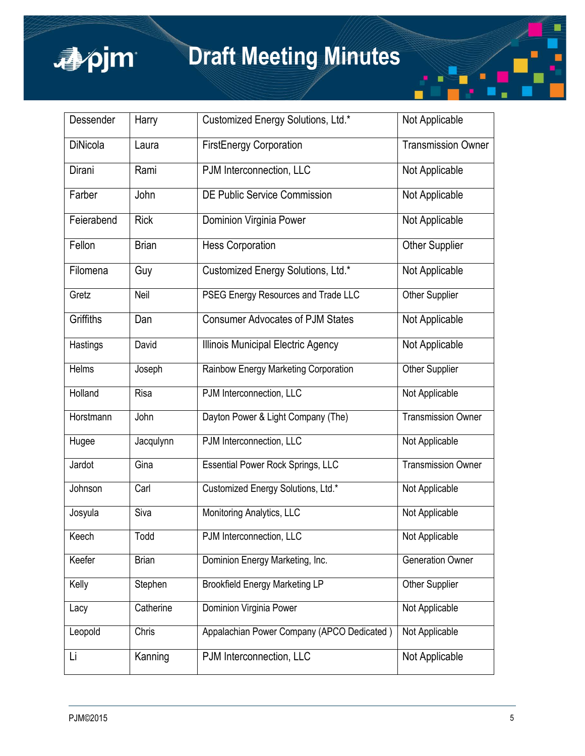| Dessender | Harry | Customized Energy Solutions, Ltd.* | Not Applicable |
|---|---|---|---|
| DiNicola | Laura | FirstEnergy Corporation | Transmission Owner |
| Dirani | Rami | PJM Interconnection, LLC | Not Applicable |
| Farber | John | DE Public Service Commission | Not Applicable |
| Feierabend | Rick | Dominion Virginia Power | Not Applicable |
| Fellon | Brian | Hess Corporation | Other Supplier |
| Filomena | Guy | Customized Energy Solutions, Ltd.* | Not Applicable |
| Gretz | Neil | PSEG Energy Resources and Trade LLC | Other Supplier |
| Griffiths | Dan | Consumer Advocates of PJM States | Not Applicable |
| Hastings | David | Illinois Municipal Electric Agency | Not Applicable |
| Helms | Joseph | Rainbow Energy Marketing Corporation | Other Supplier |
| Holland | Risa | PJM Interconnection, LLC | Not Applicable |
| Horstmann | John | Dayton Power & Light Company (The) | Transmission Owner |
| Hugee | Jacqulynn | PJM Interconnection, LLC | Not Applicable |
| Jardot | Gina | Essential Power Rock Springs, LLC | Transmission Owner |
| Johnson | Carl | Customized Energy Solutions, Ltd.* | Not Applicable |
| Josyula | Siva | Monitoring Analytics, LLC | Not Applicable |
| Keech | Todd | PJM Interconnection, LLC | Not Applicable |
| Keefer | Brian | Dominion Energy Marketing, Inc. | Generation Owner |
| Kelly | Stephen | Brookfield Energy Marketing LP | Other Supplier |
| Lacy | Catherine | Dominion Virginia Power | Not Applicable |
| Leopold | Chris | Appalachian Power Company (APCO Dedicated ) | Not Applicable |
| Li | Kanning | PJM Interconnection, LLC | Not Applicable |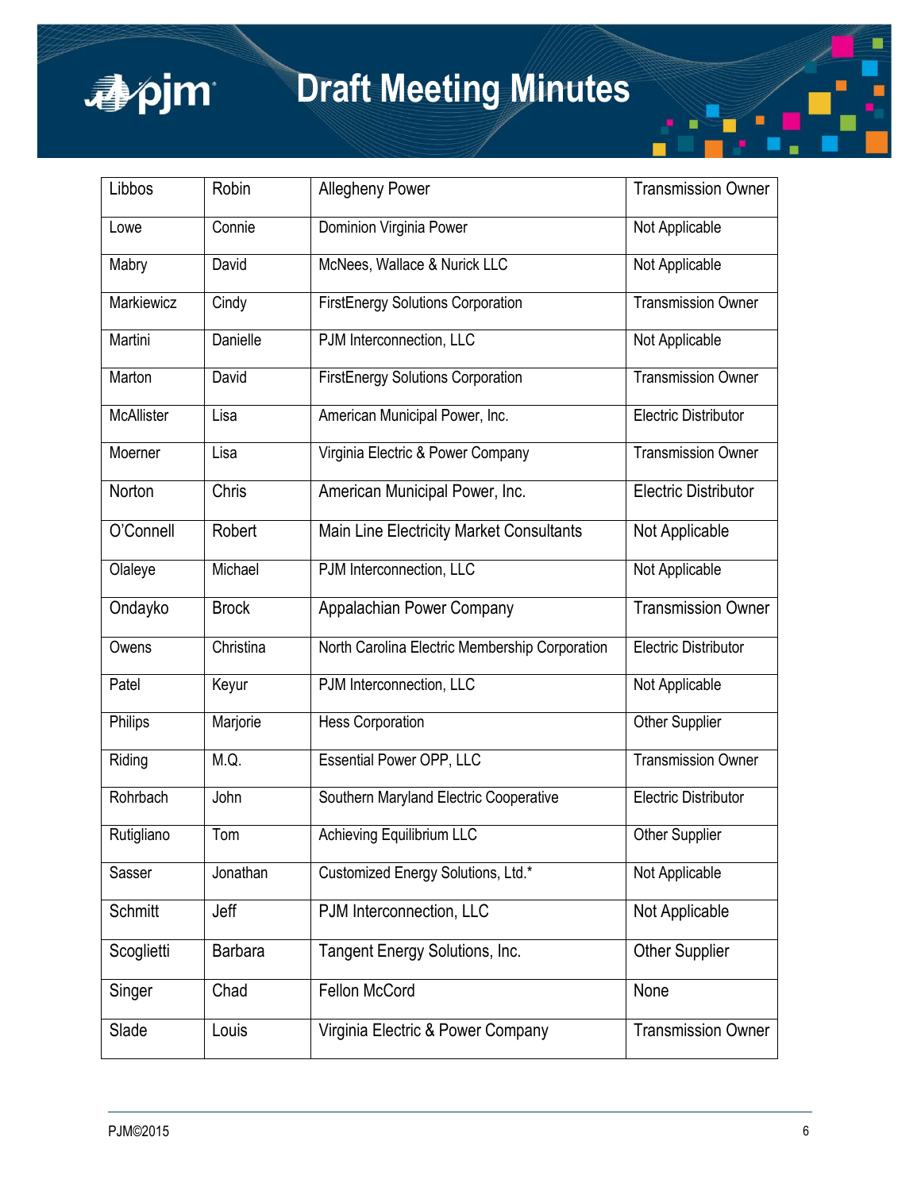| Libbos | Robin | Allegheny Power | Transmission Owner |
|---|---|---|---|
| Lowe | Connie | Dominion Virginia Power | Not Applicable |
| Mabry | David | McNees, Wallace & Nurick LLC | Not Applicable |
| Markiewicz | Cindy | FirstEnergy Solutions Corporation | Transmission Owner |
| Martini | Danielle | PJM Interconnection, LLC | Not Applicable |
| Marton | David | FirstEnergy Solutions Corporation | Transmission Owner |
| McAllister | Lisa | American Municipal Power, Inc. | Electric Distributor |
| Moerner | Lisa | Virginia Electric & Power Company | Transmission Owner |
| Norton | Chris | American Municipal Power, Inc. | Electric Distributor |
| O'Connell | Robert | Main Line Electricity Market Consultants | Not Applicable |
| Olaleye | Michael | PJM Interconnection, LLC | Not Applicable |
| Ondayko | Brock | Appalachian Power Company | Transmission Owner |
| Owens | Christina | North Carolina Electric Membership Corporation | Electric Distributor |
| Patel | Keyur | PJM Interconnection, LLC | Not Applicable |
| Philips | Marjorie | Hess Corporation | Other Supplier |
| Riding | M.Q. | Essential Power OPP, LLC | Transmission Owner |
| Rohrbach | John | Southern Maryland Electric Cooperative | Electric Distributor |
| Rutigliano | Tom | Achieving Equilibrium LLC | Other Supplier |
| Sasser | Jonathan | Customized Energy Solutions, Ltd.* | Not Applicable |
| Schmitt | Jeff | PJM Interconnection, LLC | Not Applicable |
| Scoglietti | Barbara | Tangent Energy Solutions, Inc. | Other Supplier |
| Singer | Chad | Fellon McCord | None |
| Slade | Louis | Virginia Electric & Power Company | Transmission Owner |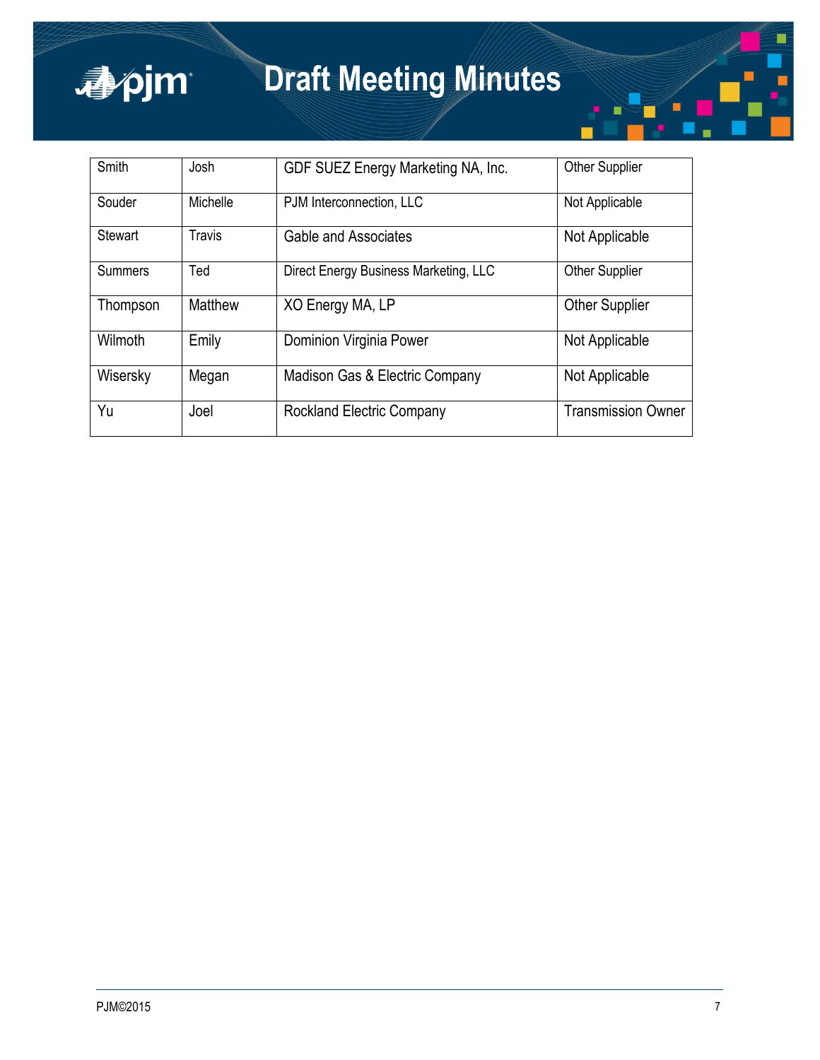| | | | |
|---|---|---|---|
| Smith | Josh | GDF SUEZ Energy Marketing NA, Inc. | Other Supplier |
| Souder | Michelle | PJM Interconnection, LLC | Not Applicable |
| Stewart | Travis | Gable and Associates | Not Applicable |
| Summers | Ted | Direct Energy Business Marketing, LLC | Other Supplier |
| Thompson | Matthew | XO Energy MA, LP | Other Supplier |
| Wilmoth | Emily | Dominion Virginia Power | Not Applicable |
| Wisersky | Megan | Madison Gas & Electric Company | Not Applicable |
| Yu | Joel | Rockland Electric Company | Transmission Owner |